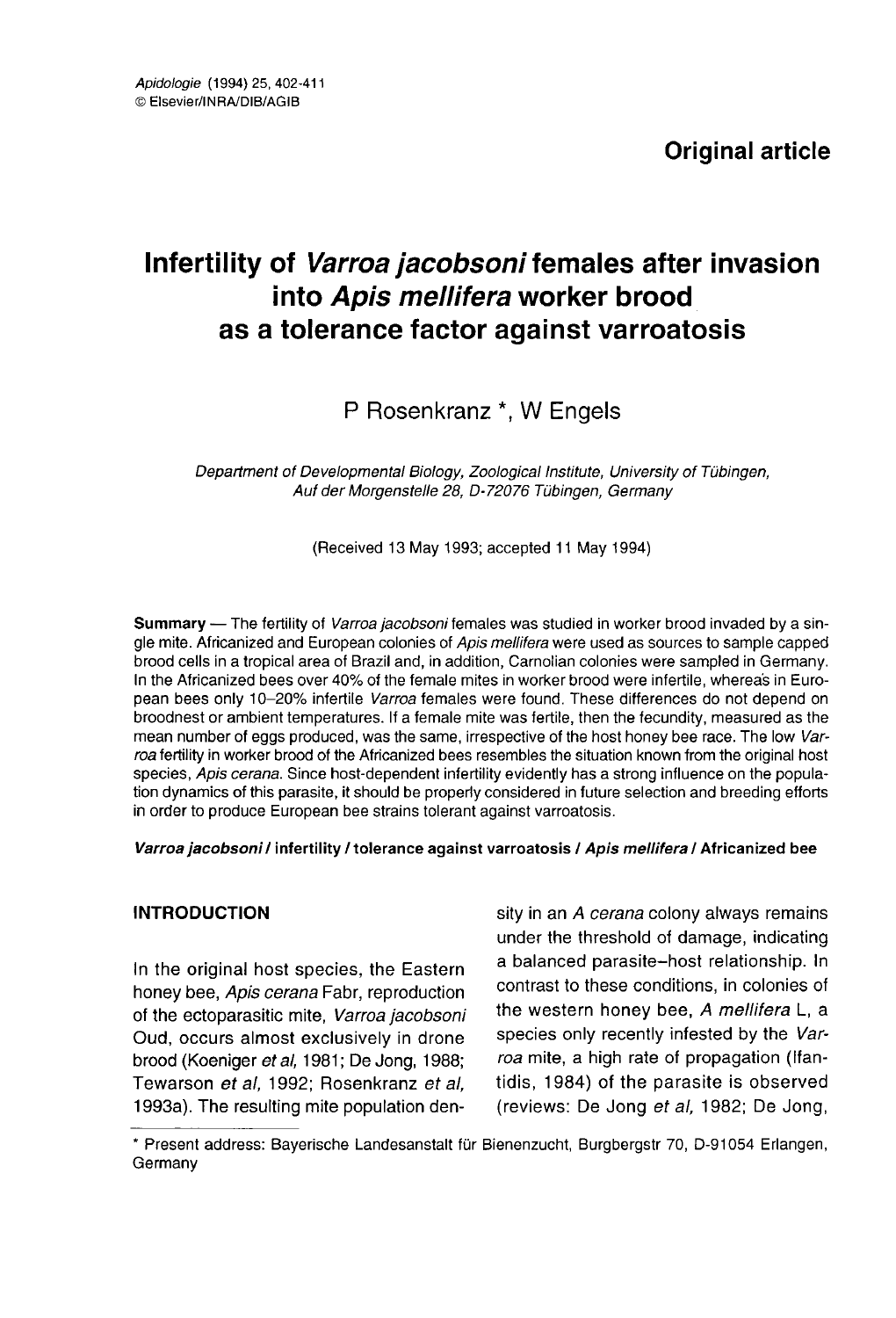Original article

# Infertility of *Varroa jacobsoni* females after invasion into *Apis mellifera* worker brood as a tolerance factor against varroatosis

P Rosenkranz *, W Engels

*Department of Developmental Biology, Zoological Institute, University of Tübingen, Auf der Morgenstelle 28, D-72076 Tübingen, Germany*

(Received 13 May 1993; accepted 11 May 1994)

**Summary** — The fertility of *Varroa jacobsoni* females was studied in worker brood invaded by a single mite. Africanized and European colonies of *Apis mellifera* were used as sources to sample capped brood cells in a tropical area of Brazil and, in addition, Carnolian colonies were sampled in Germany. In the Africanized bees over 40% of the female mites in worker brood were infertile, whereas in European bees only 10–20% infertile *Varroa* females were found. These differences do not depend on broodnest or ambient temperatures. If a female mite was fertile, then the fecundity, measured as the mean number of eggs produced, was the same, irrespective of the host honey bee race. The low *Varroa* fertility in worker brood of the Africanized bees resembles the situation known from the original host species, *Apis cerana*. Since host-dependent infertility evidently has a strong influence on the population dynamics of this parasite, it should be properly considered in future selection and breeding efforts in order to produce European bee strains tolerant against varroatosis.

***Varroa jacobsoni* / infertility / tolerance against varroatosis / *Apis mellifera* / Africanized bee**

## INTRODUCTION

In the original host species, the Eastern honey bee, *Apis cerana* Fabr, reproduction of the ectoparasitic mite, *Varroa jacobsoni* Oud, occurs almost exclusively in drone brood (Koeniger *et al*, 1981; De Jong, 1988; Tewarson *et al*, 1992; Rosenkranz *et al*, 1993a). The resulting mite population density in an *A cerana* colony always remains under the threshold of damage, indicating a balanced parasite–host relationship. In contrast to these conditions, in colonies of the western honey bee, *A mellifera* L, a species only recently infested by the *Varroa* mite, a high rate of propagation (Ifantidis, 1984) of the parasite is observed (reviews: De Jong *et al*, 1982; De Jong,

* Present address: Bayerische Landesanstalt für Bienenzucht, Burgbergstr 70, D-91054 Erlangen, Germany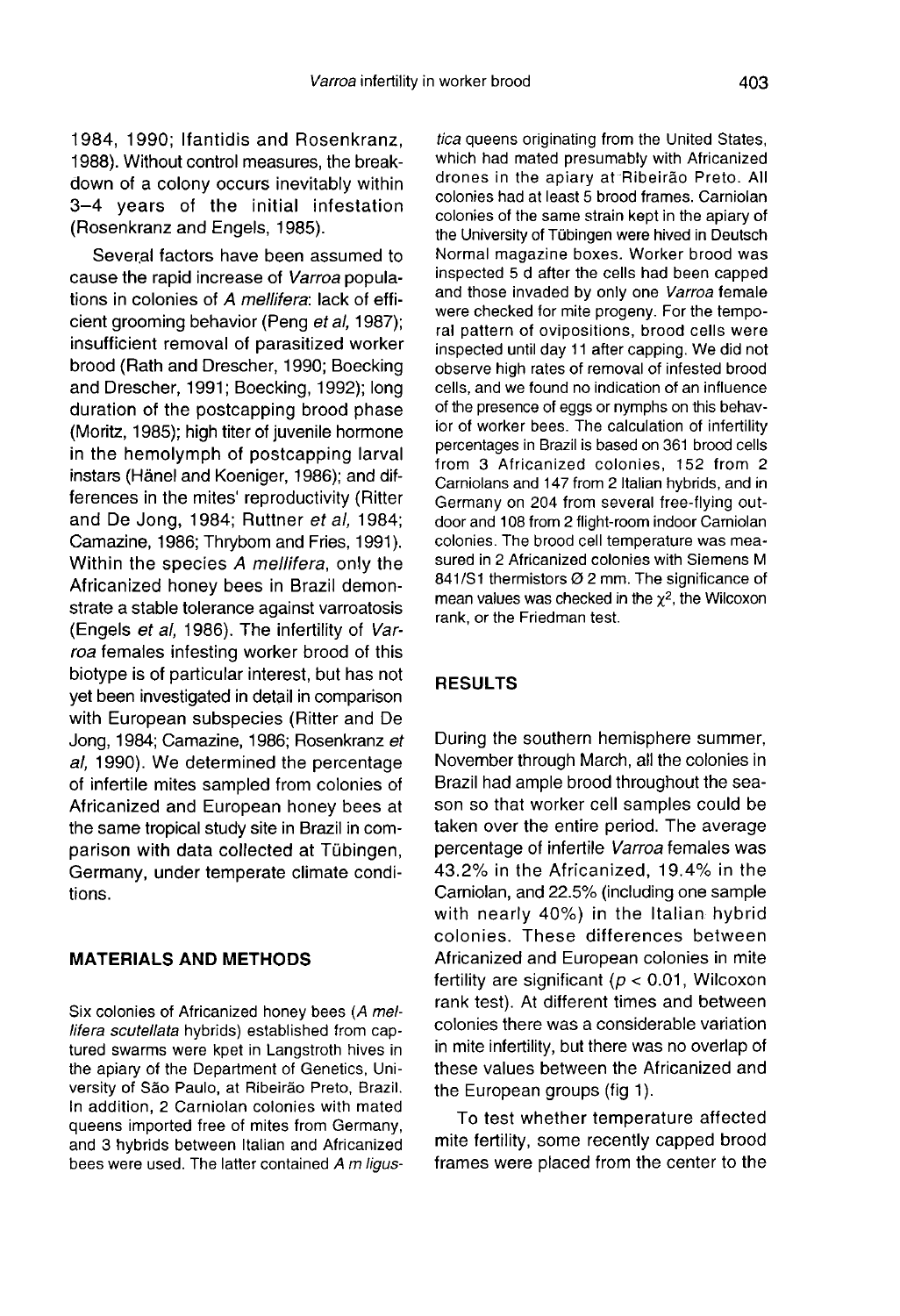1984, 1990; Ifantidis and Rosenkranz, 1988). Without control measures, the breakdown of a colony occurs inevitably within 3–4 years of the initial infestation (Rosenkranz and Engels, 1985).

Several factors have been assumed to cause the rapid increase of *Varroa* populations in colonies of *A mellifera*: lack of efficient grooming behavior (Peng *et al*, 1987); insufficient removal of parasitized worker brood (Rath and Drescher, 1990; Boecking and Drescher, 1991; Boecking, 1992); long duration of the postcapping brood phase (Moritz, 1985); high titer of juvenile hormone in the hemolymph of postcapping larval instars (Hänel and Koeniger, 1986); and differences in the mites' reproductivity (Ritter and De Jong, 1984; Ruttner *et al*, 1984; Camazine, 1986; Thrybom and Fries, 1991). Within the species *A mellifera*, only the Africanized honey bees in Brazil demonstrate a stable tolerance against varroatosis (Engels *et al*, 1986). The infertility of *Varroa* females infesting worker brood of this biotype is of particular interest, but has not yet been investigated in detail in comparison with European subspecies (Ritter and De Jong, 1984; Camazine, 1986; Rosenkranz *et al*, 1990). We determined the percentage of infertile mites sampled from colonies of Africanized and European honey bees at the same tropical study site in Brazil in comparison with data collected at Tübingen, Germany, under temperate climate conditions.

## MATERIALS AND METHODS

Six colonies of Africanized honey bees (*A mellifera scutellata* hybrids) established from captured swarms were kpet in Langstroth hives in the apiary of the Department of Genetics, University of São Paulo, at Ribeirão Preto, Brazil. In addition, 2 Carniolan colonies with mated queens imported free of mites from Germany, and 3 hybrids between Italian and Africanized bees were used. The latter contained *A m ligustica* queens originating from the United States, which had mated presumably with Africanized drones in the apiary at Ribeirão Preto. All colonies had at least 5 brood frames. Carniolan colonies of the same strain kept in the apiary of the University of Tübingen were hived in Deutsch Normal magazine boxes. Worker brood was inspected 5 d after the cells had been capped and those invaded by only one *Varroa* female were checked for mite progeny. For the temporal pattern of ovipositions, brood cells were inspected until day 11 after capping. We did not observe high rates of removal of infested brood cells, and we found no indication of an influence of the presence of eggs or nymphs on this behavior of worker bees. The calculation of infertility percentages in Brazil is based on 361 brood cells from 3 Africanized colonies, 152 from 2 Carniolans and 147 from 2 Italian hybrids, and in Germany on 204 from several free-flying outdoor and 108 from 2 flight-room indoor Carniolan colonies. The brood cell temperature was measured in 2 Africanized colonies with Siemens M 841/S1 thermistors Ø 2 mm. The significance of mean values was checked in the $\chi^2$, the Wilcoxon rank, or the Friedman test.

## RESULTS

During the southern hemisphere summer, November through March, all the colonies in Brazil had ample brood throughout the season so that worker cell samples could be taken over the entire period. The average percentage of infertile *Varroa* females was 43.2% in the Africanized, 19.4% in the Carniolan, and 22.5% (including one sample with nearly 40%) in the Italian hybrid colonies. These differences between Africanized and European colonies in mite fertility are significant ($p < 0.01$, Wilcoxon rank test). At different times and between colonies there was a considerable variation in mite infertility, but there was no overlap of these values between the Africanized and the European groups (fig 1).

To test whether temperature affected mite fertility, some recently capped brood frames were placed from the center to the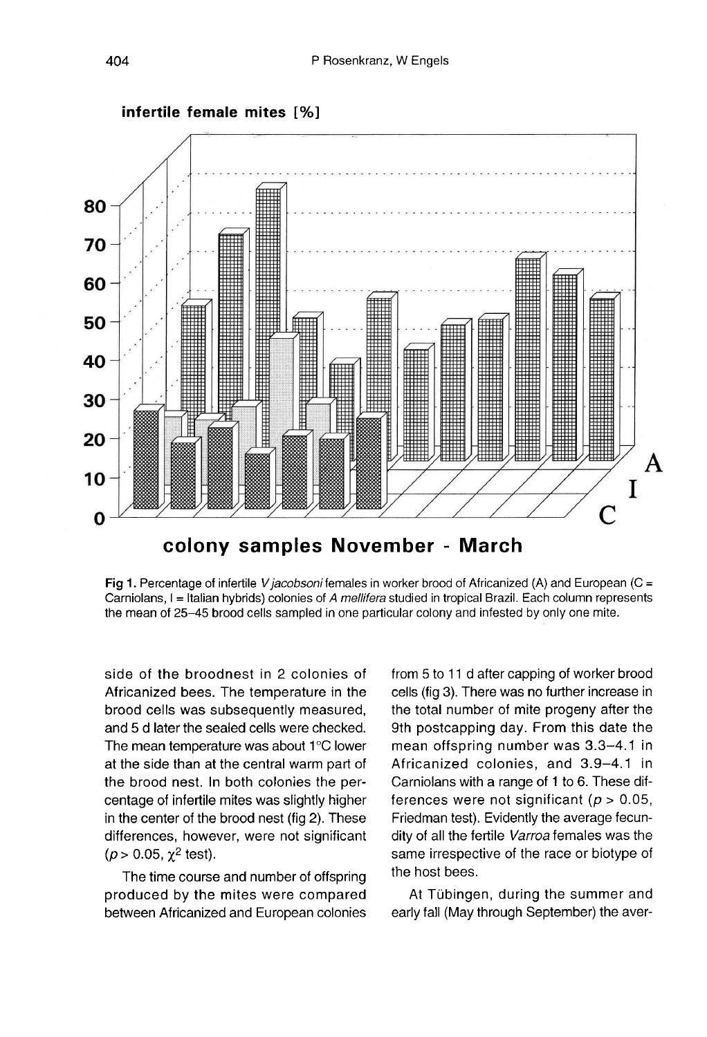Fig 1. Percentage of infertile *V jacobsoni* females in worker brood of Africanized (A) and European (C = Carniolans, I = Italian hybrids) colonies of *A mellifera* studied in tropical Brazil. Each column represents the mean of 25–45 brood cells sampled in one particular colony and infested by only one mite.

side of the broodnest in 2 colonies of Africanized bees. The temperature in the brood cells was subsequently measured, and 5 d later the sealed cells were checked. The mean temperature was about 1°C lower at the side than at the central warm part of the brood nest. In both colonies the percentage of infertile mites was slightly higher in the center of the brood nest (fig 2). These differences, however, were not significant ($p > 0.05$, $\chi^2$ test).

The time course and number of offspring produced by the mites were compared between Africanized and European colonies from 5 to 11 d after capping of worker brood cells (fig 3). There was no further increase in the total number of mite progeny after the 9th postcapping day. From this date the mean offspring number was 3.3–4.1 in Africanized colonies, and 3.9–4.1 in Carniolans with a range of 1 to 6. These differences were not significant ($p > 0.05$, Friedman test). Evidently the average fecundity of all the fertile *Varroa* females was the same irrespective of the race or biotype of the host bees.

At Tübingen, during the summer and early fall (May through September) the aver-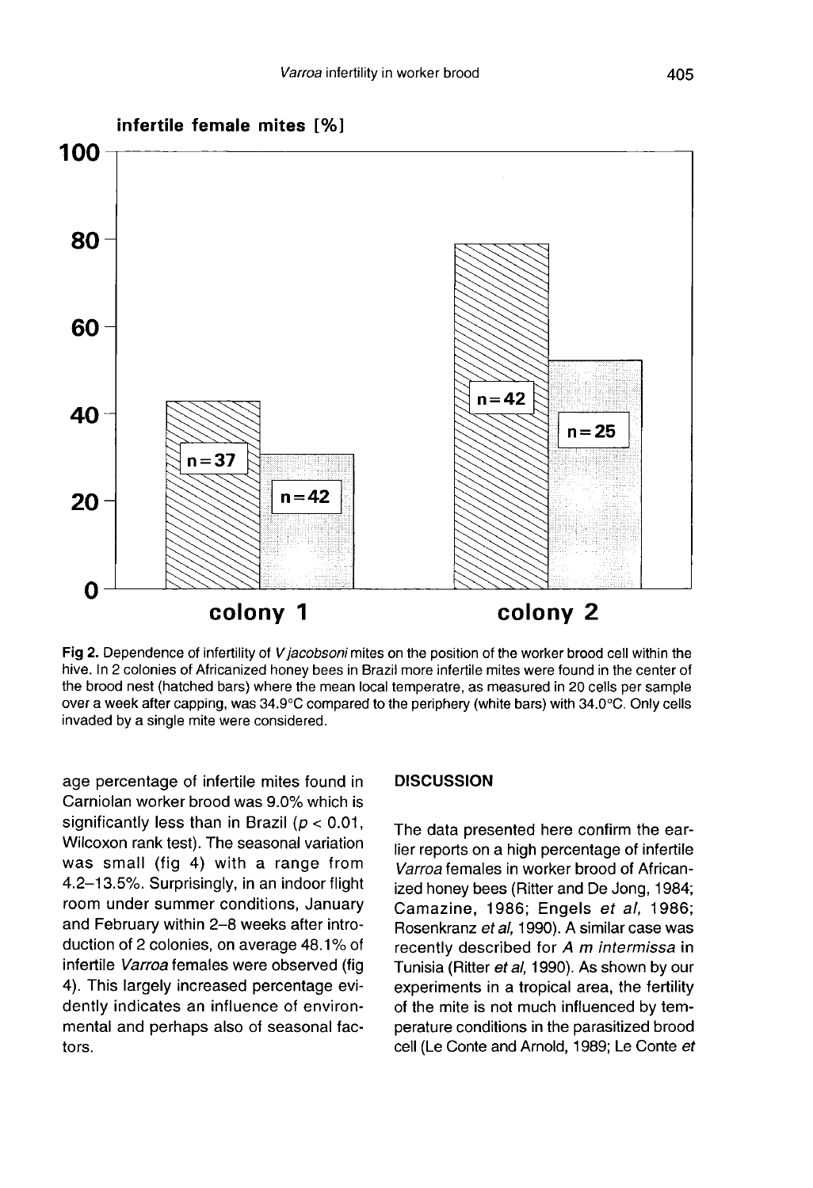Fig 2. Dependence of infertility of *V jacobsoni* mites on the position of the worker brood cell within the hive. In 2 colonies of Africanized honey bees in Brazil more infertile mites were found in the center of the brood nest (hatched bars) where the mean local temperatre, as measured in 20 cells per sample over a week after capping, was 34.9°C compared to the periphery (white bars) with 34.0°C. Only cells invaded by a single mite were considered.

age percentage of infertile mites found in Carniolan worker brood was 9.0% which is significantly less than in Brazil ($p < 0.01$, Wilcoxon rank test). The seasonal variation was small (fig 4) with a range from 4.2–13.5%. Surprisingly, in an indoor flight room under summer conditions, January and February within 2–8 weeks after introduction of 2 colonies, on average 48.1% of infertile *Varroa* females were observed (fig 4). This largely increased percentage evidently indicates an influence of environmental and perhaps also of seasonal factors.

## DISCUSSION

The data presented here confirm the earlier reports on a high percentage of infertile *Varroa* females in worker brood of Africanized honey bees (Ritter and De Jong, 1984; Camazine, 1986; Engels *et al*, 1986; Rosenkranz *et al*, 1990). A similar case was recently described for *A m intermissa* in Tunisia (Ritter *et al*, 1990). As shown by our experiments in a tropical area, the fertility of the mite is not much influenced by temperature conditions in the parasitized brood cell (Le Conte and Arnold, 1989; Le Conte *et*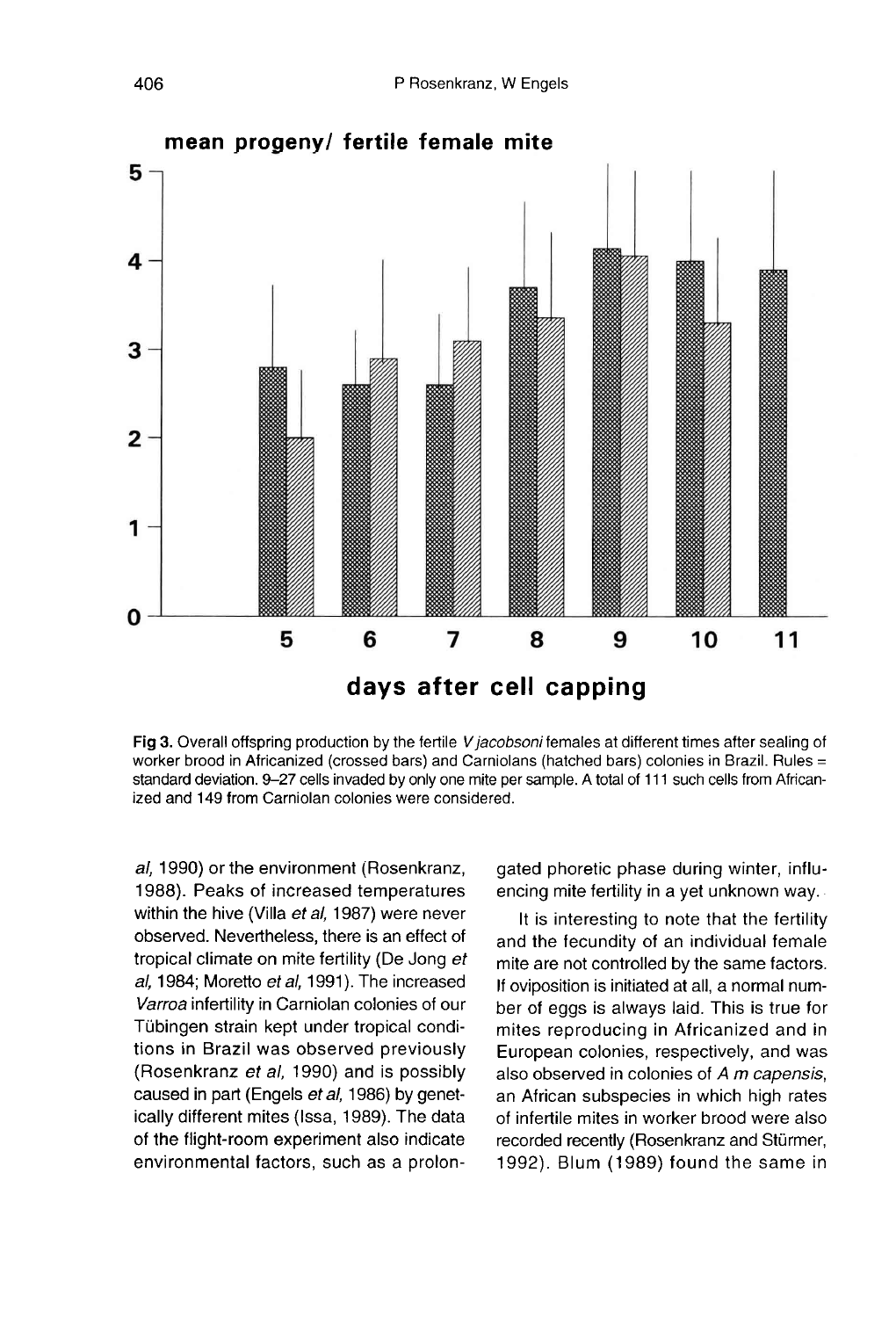Fig 3. Overall offspring production by the fertile *V jacobsoni* females at different times after sealing of worker brood in Africanized (crossed bars) and Carniolans (hatched bars) colonies in Brazil. Rules = standard deviation. 9–27 cells invaded by only one mite per sample. A total of 111 such cells from Africanized and 149 from Carniolan colonies were considered.

*al*, 1990) or the environment (Rosenkranz, 1988). Peaks of increased temperatures within the hive (Villa *et al*, 1987) were never observed. Nevertheless, there is an effect of tropical climate on mite fertility (De Jong *et al*, 1984; Moretto *et al*, 1991). The increased *Varroa* infertility in Carniolan colonies of our Tübingen strain kept under tropical conditions in Brazil was observed previously (Rosenkranz *et al*, 1990) and is possibly caused in part (Engels *et al*, 1986) by genetically different mites (Issa, 1989). The data of the flight-room experiment also indicate environmental factors, such as a prolongated phoretic phase during winter, influencing mite fertility in a yet unknown way.

It is interesting to note that the fertility and the fecundity of an individual female mite are not controlled by the same factors. If oviposition is initiated at all, a normal number of eggs is always laid. This is true for mites reproducing in Africanized and in European colonies, respectively, and was also observed in colonies of *A m capensis*, an African subspecies in which high rates of infertile mites in worker brood were also recorded recently (Rosenkranz and Stürmer, 1992). Blum (1989) found the same in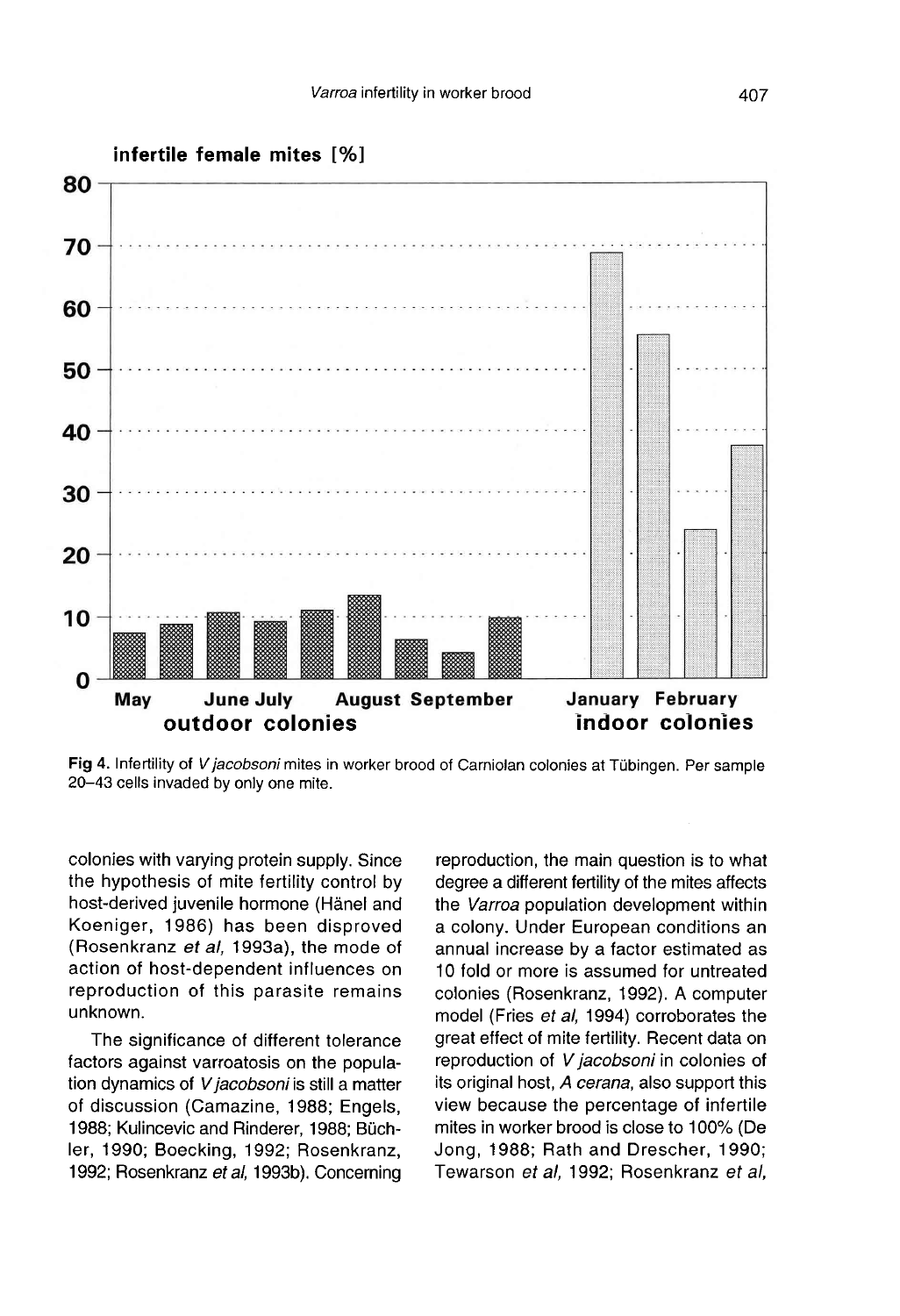Fig 4. Infertility of *V jacobsoni* mites in worker brood of Carniolan colonies at Tübingen. Per sample 20–43 cells invaded by only one mite.

colonies with varying protein supply. Since the hypothesis of mite fertility control by host-derived juvenile hormone (Hänel and Koeniger, 1986) has been disproved (Rosenkranz *et al*, 1993a), the mode of action of host-dependent influences on reproduction of this parasite remains unknown.

The significance of different tolerance factors against varroatosis on the population dynamics of *V jacobsoni* is still a matter of discussion (Camazine, 1988; Engels, 1988; Kulincevic and Rinderer, 1988; Büchler, 1990; Boecking, 1992; Rosenkranz, 1992; Rosenkranz *et al*, 1993b). Concerning reproduction, the main question is to what degree a different fertility of the mites affects the *Varroa* population development within a colony. Under European conditions an annual increase by a factor estimated as 10 fold or more is assumed for untreated colonies (Rosenkranz, 1992). A computer model (Fries *et al*, 1994) corroborates the great effect of mite fertility. Recent data on reproduction of *V jacobsoni* in colonies of its original host, *A cerana*, also support this view because the percentage of infertile mites in worker brood is close to 100% (De Jong, 1988; Rath and Drescher, 1990; Tewarson *et al*, 1992; Rosenkranz *et al*,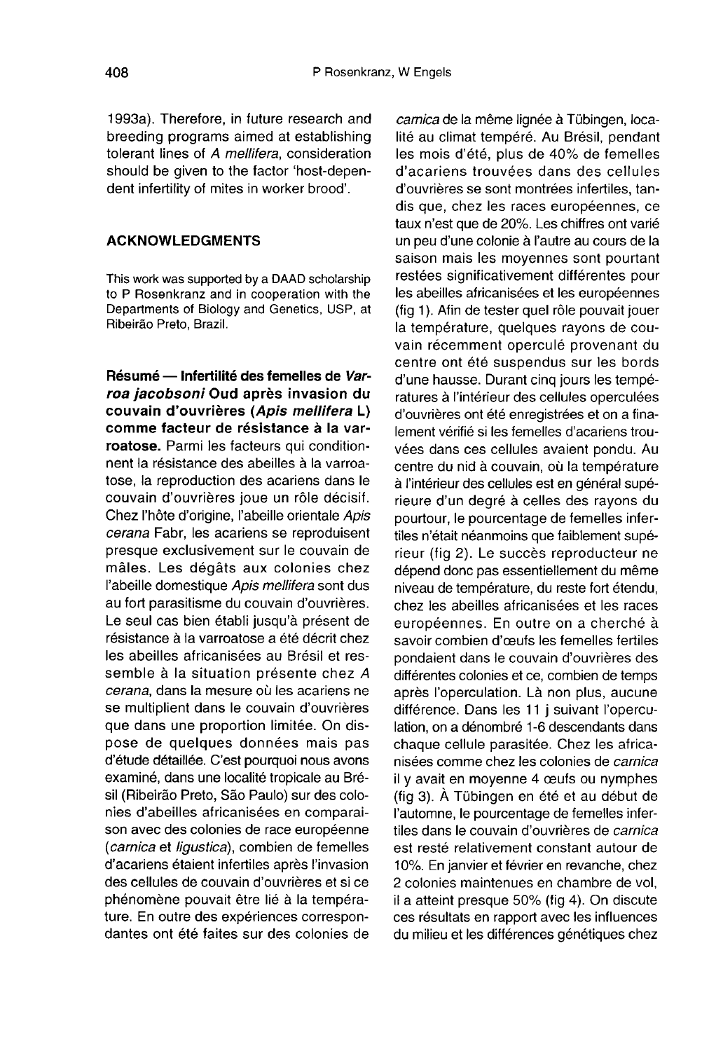1993a). Therefore, in future research and breeding programs aimed at establishing tolerant lines of *A mellifera*, consideration should be given to the factor 'host-dependent infertility of mites in worker brood'.

## ACKNOWLEDGMENTS

This work was supported by a DAAD scholarship to P Rosenkranz and in cooperation with the Departments of Biology and Genetics, USP, at Ribeirão Preto, Brazil.

**Résumé — Infertilité des femelles de *Varroa jacobsoni* Oud après invasion du couvain d'ouvrières (*Apis mellifera* L) comme facteur de résistance à la varroatose.** Parmi les facteurs qui conditionnent la résistance des abeilles à la varroatose, la reproduction des acariens dans le couvain d'ouvrières joue un rôle décisif. Chez l'hôte d'origine, l'abeille orientale *Apis cerana* Fabr, les acariens se reproduisent presque exclusivement sur le couvain de mâles. Les dégâts aux colonies chez l'abeille domestique *Apis mellifera* sont dus au fort parasitisme du couvain d'ouvrières. Le seul cas bien établi jusqu'à présent de résistance à la varroatose a été décrit chez les abeilles africanisées au Brésil et ressemble à la situation présente chez *A cerana*, dans la mesure où les acariens ne se multiplient dans le couvain d'ouvrières que dans une proportion limitée. On dispose de quelques données mais pas d'étude détaillée. C'est pourquoi nous avons examiné, dans une localité tropicale au Brésil (Ribeirão Preto, São Paulo) sur des colonies d'abeilles africanisées en comparaison avec des colonies de race européenne (*carnica* et *ligustica*), combien de femelles d'acariens étaient infertiles après l'invasion des cellules de couvain d'ouvrières et si ce phénomène pouvait être lié à la température. En outre des expériences correspondantes ont été faites sur des colonies de *carnica* de la même lignée à Tübingen, localité au climat tempéré. Au Brésil, pendant les mois d'été, plus de 40% de femelles d'acariens trouvées dans des cellules d'ouvrières se sont montrées infertiles, tandis que, chez les races européennes, ce taux n'est que de 20%. Les chiffres ont varié un peu d'une colonie à l'autre au cours de la saison mais les moyennes sont pourtant restées significativement différentes pour les abeilles africanisées et les européennes (fig 1). Afin de tester quel rôle pouvait jouer la température, quelques rayons de couvain récemment operculé provenant du centre ont été suspendus sur les bords d'une hausse. Durant cinq jours les températures à l'intérieur des cellules operculées d'ouvrières ont été enregistrées et on a finalement vérifié si les femelles d'acariens trouvées dans ces cellules avaient pondu. Au centre du nid à couvain, où la température à l'intérieur des cellules est en général supérieure d'un degré à celles des rayons du pourtour, le pourcentage de femelles infertiles n'était néanmoins que faiblement supérieur (fig 2). Le succès reproducteur ne dépend donc pas essentiellement du même niveau de température, du reste fort étendu, chez les abeilles africanisées et les races européennes. En outre on a cherché à savoir combien d'œufs les femelles fertiles pondaient dans le couvain d'ouvrières des différentes colonies et ce, combien de temps après l'operculation. Là non plus, aucune différence. Dans les 11 j suivant l'operculation, on a dénombré 1-6 descendants dans chaque cellule parasitée. Chez les africanisées comme chez les colonies de *carnica* il y avait en moyenne 4 œufs ou nymphes (fig 3). À Tübingen en été et au début de l'automne, le pourcentage de femelles infertiles dans le couvain d'ouvrières de *carnica* est resté relativement constant autour de 10%. En janvier et février en revanche, chez 2 colonies maintenues en chambre de vol, il a atteint presque 50% (fig 4). On discute ces résultats en rapport avec les influences du milieu et les différences génétiques chez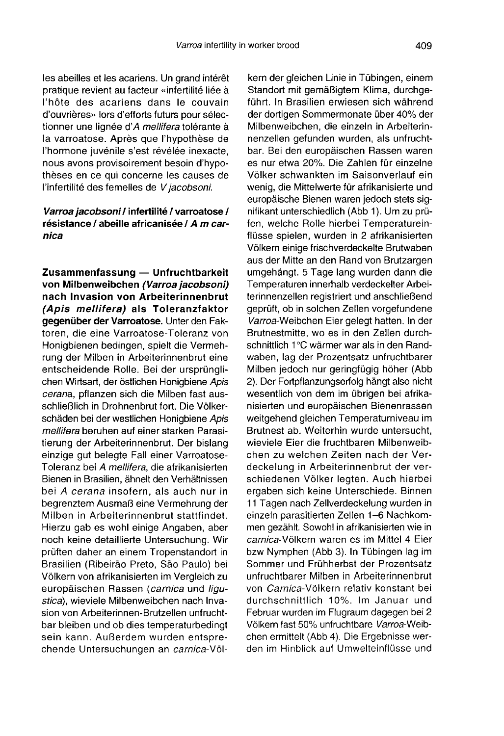les abeilles et les acariens. Un grand intérêt pratique revient au facteur «infertilité liée à l'hôte des acariens dans le couvain d'ouvrières» lors d'efforts futurs pour sélectionner une lignée d'*A mellifera* tolérante à la varroatose. Après que l'hypothèse de l'hormone juvénile s'est révélée inexacte, nous avons provisoirement besoin d'hypothèses en ce qui concerne les causes de l'infertilité des femelles de *V jacobsoni*.

***Varroa jacobsoni* / infertilité / varroatose / résistance / abeille africanisée / *A m carnica***

**Zusammenfassung — Unfruchtbarkeit von Milbenweibchen *(Varroa jacobsoni)* nach Invasion von Arbeiterinnenbrut *(Apis mellifera)* als Toleranzfaktor gegenüber der Varroatose.** Unter den Faktoren, die eine Varroatose-Toleranz von Honigbienen bedingen, spielt die Vermehrung der Milben in Arbeiterinnenbrut eine entscheidende Rolle. Bei der ursprünglichen Wirtsart, der östlichen Honigbiene *Apis cerana*, pflanzen sich die Milben fast ausschließlich in Drohnenbrut fort. Die Völkerschäden bei der westlichen Honigbiene *Apis mellifera* beruhen auf einer starken Parasitierung der Arbeiterinnenbrut. Der bislang einzige gut belegte Fall einer Varroatose-Toleranz bei *A mellifera*, die afrikanisierten Bienen in Brasilien, ähnelt den Verhältnissen bei *A cerana* insofern, als auch nur in begrenztem Ausmaß eine Vermehrung der Milben in Arbeiterinnenbrut stattfindet. Hierzu gab es wohl einige Angaben, aber noch keine detaillierte Untersuchung. Wir prüften daher an einem Tropenstandort in Brasilien (Ribeirão Preto, São Paulo) bei Völkern von afrikanisierten im Vergleich zu europäischen Rassen (*carnica* und *ligustica*), wieviele Milbenweibchen nach Invasion von Arbeiterinnen-Brutzellen unfruchtbar bleiben und ob dies temperaturbedingt sein kann. Außerdem wurden entsprechende Untersuchungen an *carnica*-Völkern der gleichen Linie in Tübingen, einem Standort mit gemäßigtem Klima, durchgeführt. In Brasilien erwiesen sich während der dortigen Sommermonate über 40% der Milbenweibchen, die einzeln in Arbeiterinnenzellen gefunden wurden, als unfruchtbar. Bei den europäischen Rassen waren es nur etwa 20%. Die Zahlen für einzelne Völker schwankten im Saisonverlauf ein wenig, die Mittelwerte für afrikanisierte und europäische Bienen waren jedoch stets signifikant unterschiedlich (Abb 1). Um zu prüfen, welche Rolle hierbei Temperatureinflüsse spielen, wurden in 2 afrikanisierten Völkern einige frischverdeckelte Brutwaben aus der Mitte an den Rand von Brutzargen umgehängt. 5 Tage lang wurden dann die Temperaturen innerhalb verdeckelter Arbeiterinnenzellen registriert und anschließend geprüft, ob in solchen Zellen vorgefundene *Varroa*-Weibchen Eier gelegt hatten. In der Brutnestmitte, wo es in den Zellen durchschnittlich 1°C wärmer war als in den Randwaben, lag der Prozentsatz unfruchtbarer Milben jedoch nur geringfügig höher (Abb 2). Der Fortpflanzungserfolg hängt also nicht wesentlich von dem im übrigen bei afrikanisierten und europäischen Bienenrassen weitgehend gleichen Temperaturniveau im Brutnest ab. Weiterhin wurde untersucht, wieviele Eier die fruchtbaren Milbenweibchen zu welchen Zeiten nach der Verdeckelung in Arbeiterinnenbrut der verschiedenen Völker legten. Auch hierbei ergaben sich keine Unterschiede. Binnen 11 Tagen nach Zellverdeckelung wurden in einzeln parasitierten Zellen 1–6 Nachkommen gezählt. Sowohl in afrikanisierten wie in *carnica*-Völkern waren es im Mittel 4 Eier bzw Nymphen (Abb 3). In Tübingen lag im Sommer und Frühherbst der Prozentsatz unfruchtbarer Milben in Arbeiterinnenbrut von *Carnica*-Völkern relativ konstant bei durchschnittlich 10%. Im Januar und Februar wurden im Flugraum dagegen bei 2 Völkern fast 50% unfruchtbare *Varroa*-Weibchen ermittelt (Abb 4). Die Ergebnisse werden im Hinblick auf Umwelteinflüsse und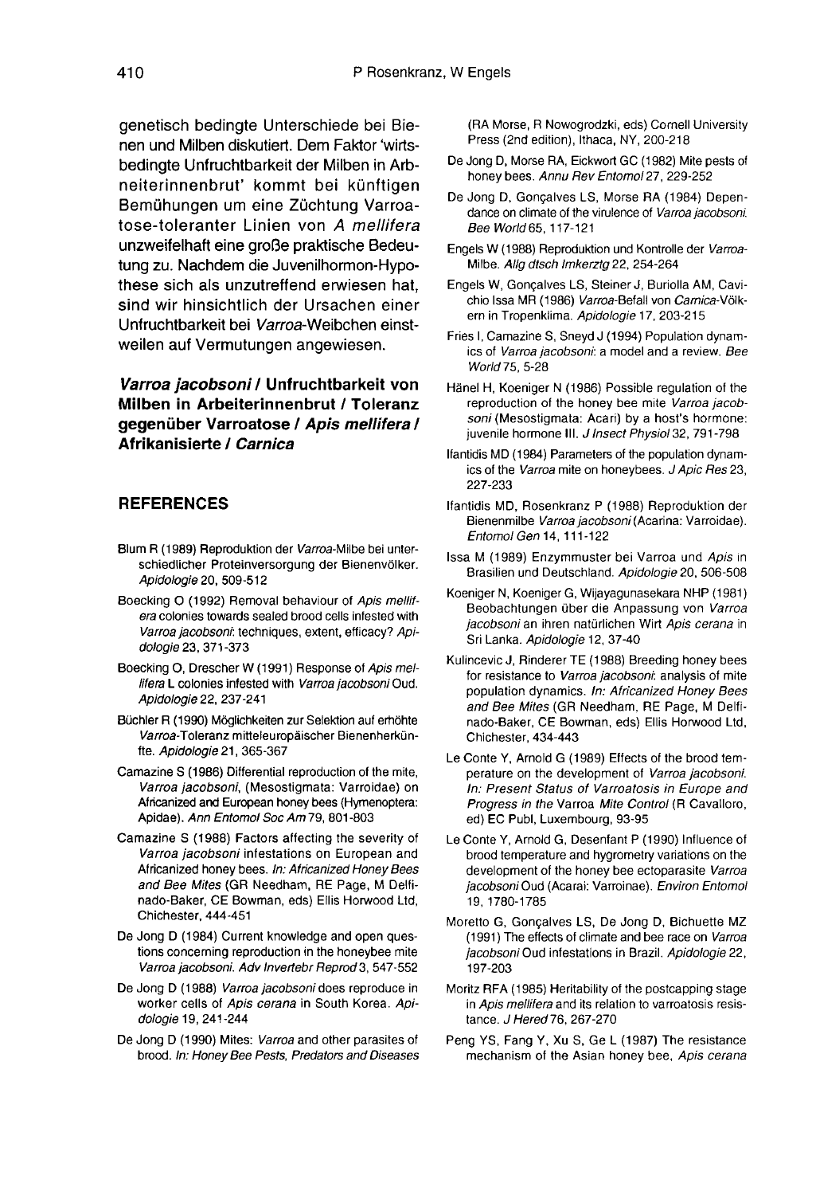genetisch bedingte Unterschiede bei Bienen und Milben diskutiert. Dem Faktor 'wirtsbedingte Unfruchtbarkeit der Milben in Arbeiterinnenbrut' kommt bei künftigen Bemühungen um eine Züchtung Varroatose-toleranter Linien von *A mellifera* unzweifelhaft eine große praktische Bedeutung zu. Nachdem die Juvenilhormon-Hypothese sich als unzutreffend erwiesen hat, sind wir hinsichtlich der Ursachen einer Unfruchtbarkeit bei *Varroa*-Weibchen einstweilen auf Vermutungen angewiesen.

***Varroa jacobsoni* / Unfruchtbarkeit von Milben in Arbeiterinnenbrut / Toleranz gegenüber Varroatose / *Apis mellifera* / Afrikanisierte / *Carnica***

## REFERENCES

Blum R (1989) Reproduktion der *Varroa*-Milbe bei unterschiedlicher Proteinversorgung der Bienenvölker. *Apidologie* 20, 509-512

Boecking O (1992) Removal behaviour of *Apis mellifera* colonies towards sealed brood cells infested with *Varroa jacobsoni*: techniques, extent, efficacy? *Apidologie* 23, 371-373

Boecking O, Drescher W (1991) Response of *Apis mellifera* L colonies infested with *Varroa jacobsoni* Oud. *Apidologie* 22, 237-241

Büchler R (1990) Möglichkeiten zur Selektion auf erhöhte *Varroa*-Toleranz mitteleuropäischer Bienenherkünfte. *Apidologie* 21, 365-367

Camazine S (1986) Differential reproduction of the mite, *Varroa jacobsoni*, (Mesostigmata: Varroidae) on Africanized and European honey bees (Hymenoptera: Apidae). *Ann Entomol Soc Am* 79, 801-803

Camazine S (1988) Factors affecting the severity of *Varroa jacobsoni* infestations on European and Africanized honey bees. *In: Africanized Honey Bees and Bee Mites* (GR Needham, RE Page, M Delfinado-Baker, CE Bowman, eds) Ellis Horwood Ltd, Chichester, 444-451

De Jong D (1984) Current knowledge and open questions concerning reproduction in the honeybee mite *Varroa jacobsoni*. *Adv Invertebr Reprod* 3, 547-552

De Jong D (1988) *Varroa jacobsoni* does reproduce in worker cells of *Apis cerana* in South Korea. *Apidologie* 19, 241-244

De Jong D (1990) Mites: *Varroa* and other parasites of brood. *In: Honey Bee Pests, Predators and Diseases* (RA Morse, R Nowogrodzki, eds) Cornell University Press (2nd edition), Ithaca, NY, 200-218

De Jong D, Morse RA, Eickwort GC (1982) Mite pests of honey bees. *Annu Rev Entomol* 27, 229-252

De Jong D, Gonçalves LS, Morse RA (1984) Dependance on climate of the virulence of *Varroa jacobsoni*. *Bee World* 65, 117-121

Engels W (1988) Reproduktion und Kontrolle der *Varroa*-Milbe. *Allg dtsch Imkerztg* 22, 254-264

Engels W, Gonçalves LS, Steiner J, Buriolla AM, Cavichio Issa MR (1986) *Varroa*-Befall von *Carnica*-Völkern in Tropenklima. *Apidologie* 17, 203-215

Fries I, Camazine S, Sneyd J (1994) Population dynamics of *Varroa jacobsoni*: a model and a review. *Bee World* 75, 5-28

Hänel H, Koeniger N (1986) Possible regulation of the reproduction of the honey bee mite *Varroa jacobsoni* (Mesostigmata: Acari) by a host's hormone: juvenile hormone III. *J Insect Physiol* 32, 791-798

Ifantidis MD (1984) Parameters of the population dynamics of the *Varroa* mite on honeybees. *J Apic Res* 23, 227-233

Ifantidis MD, Rosenkranz P (1988) Reproduktion der Bienenmilbe *Varroa jacobsoni* (Acarina: Varroidae). *Entomol Gen* 14, 111-122

Issa M (1989) Enzymmuster bei Varroa und *Apis* in Brasilien und Deutschland. *Apidologie* 20, 506-508

Koeniger N, Koeniger G, Wijayagunasekara NHP (1981) Beobachtungen über die Anpassung von *Varroa jacobsoni* an ihren natürlichen Wirt *Apis cerana* in Sri Lanka. *Apidologie* 12, 37-40

Kulincevic J, Rinderer TE (1988) Breeding honey bees for resistance to *Varroa jacobsoni*: analysis of mite population dynamics. *In: Africanized Honey Bees and Bee Mites* (GR Needham, RE Page, M Delfinado-Baker, CE Bowman, eds) Ellis Horwood Ltd, Chichester, 434-443

Le Conte Y, Arnold G (1989) Effects of the brood temperature on the development of *Varroa jacobsoni*. *In: Present Status of Varroatosis in Europe and Progress in the* Varroa *Mite Control* (R Cavalloro, ed) EC Publ, Luxembourg, 93-95

Le Conte Y, Arnold G, Desenfant P (1990) Influence of brood temperature and hygrometry variations on the development of the honey bee ectoparasite *Varroa jacobsoni* Oud (Acarai: Varroinae). *Environ Entomol* 19, 1780-1785

Moretto G, Gonçalves LS, De Jong D, Bichuette MZ (1991) The effects of climate and bee race on *Varroa jacobsoni* Oud infestations in Brazil. *Apidologie* 22, 197-203

Moritz RFA (1985) Heritability of the postcapping stage in *Apis mellifera* and its relation to varroatosis resistance. *J Hered* 76, 267-270

Peng YS, Fang Y, Xu S, Ge L (1987) The resistance mechanism of the Asian honey bee, *Apis cerana*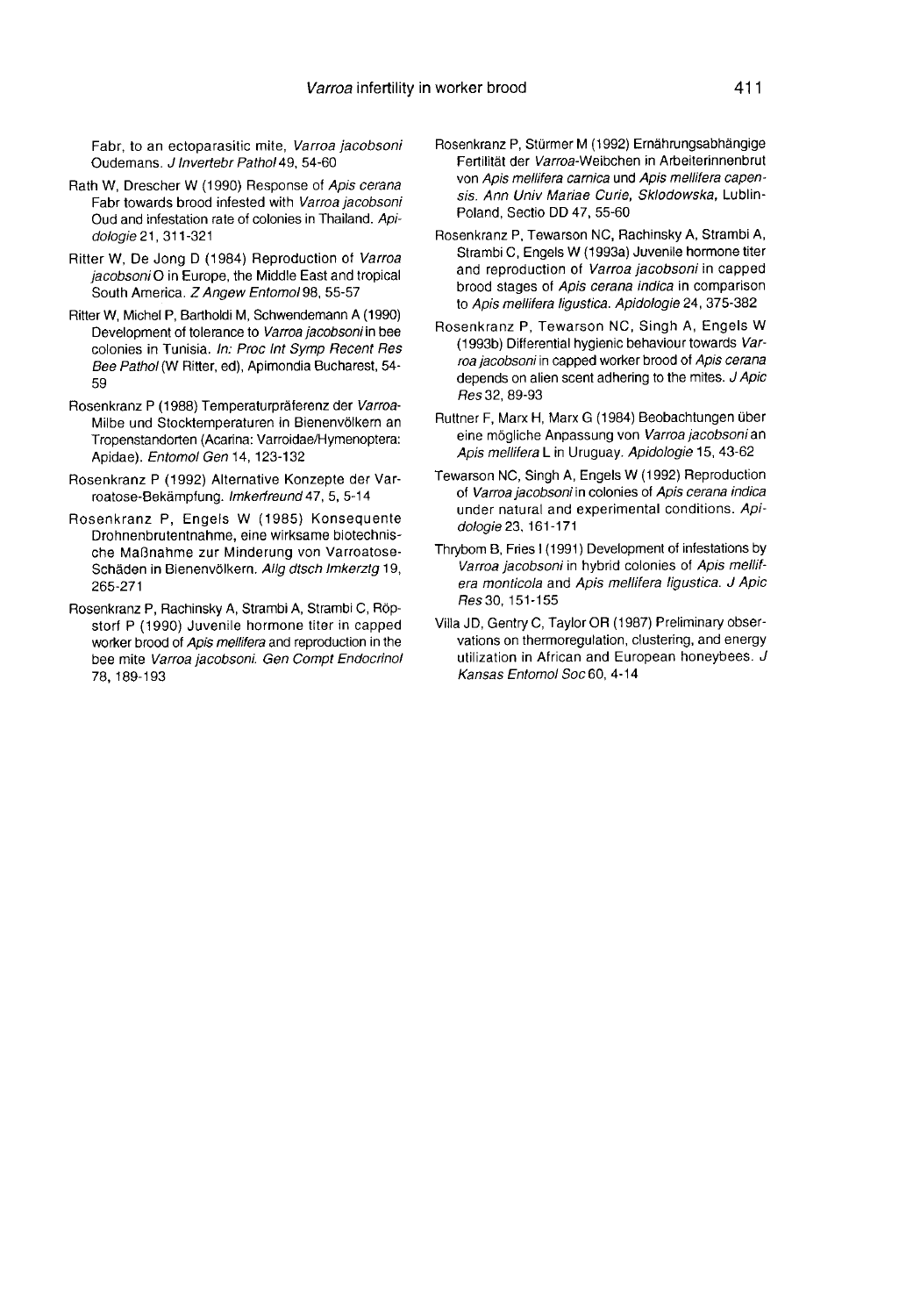Fabr, to an ectoparasitic mite, *Varroa jacobsoni* Oudemans. *J Invertebr Pathol* 49, 54-60

Rath W, Drescher W (1990) Response of *Apis cerana* Fabr towards brood infested with *Varroa jacobsoni* Oud and infestation rate of colonies in Thailand. *Apidologie* 21, 311-321

Ritter W, De Jong D (1984) Reproduction of *Varroa jacobsoni* O in Europe, the Middle East and tropical South America. *Z Angew Entomol* 98, 55-57

Ritter W, Michel P, Bartholdi M, Schwendemann A (1990) Development of tolerance to *Varroa jacobsoni* in bee colonies in Tunisia. *In: Proc Int Symp Recent Res Bee Pathol* (W Ritter, ed), Apimondia Bucharest, 54-59

Rosenkranz P (1988) Temperaturpräferenz der *Varroa*-Milbe und Stocktemperaturen in Bienenvölkern an Tropenstandorten (Acarina: Varroidae/Hymenoptera: Apidae). *Entomol Gen* 14, 123-132

Rosenkranz P (1992) Alternative Konzepte der Varroatose-Bekämpfung. *Imkerfreund* 47, 5, 5-14

Rosenkranz P, Engels W (1985) Konsequente Drohnenbrutentnahme, eine wirksame biotechnische Maßnahme zur Minderung von Varroatose-Schäden in Bienenvölkern. *Allg dtsch Imkerztg* 19, 265-271

Rosenkranz P, Rachinsky A, Strambi A, Strambi C, Röpstorf P (1990) Juvenile hormone titer in capped worker brood of *Apis mellifera* and reproduction in the bee mite *Varroa jacobsoni*. *Gen Compt Endocrinol* 78, 189-193

Rosenkranz P, Stürmer M (1992) Ernährungsabhängige Fertilität der *Varroa*-Weibchen in Arbeiterinnenbrut von *Apis mellifera carnica* und *Apis mellifera capensis*. *Ann Univ Mariae Curie, Sklodowska*, Lublin-Poland, Sectio DD 47, 55-60

Rosenkranz P, Tewarson NC, Rachinsky A, Strambi A, Strambi C, Engels W (1993a) Juvenile hormone titer and reproduction of *Varroa jacobsoni* in capped brood stages of *Apis cerana indica* in comparison to *Apis mellifera ligustica*. *Apidologie* 24, 375-382

Rosenkranz P, Tewarson NC, Singh A, Engels W (1993b) Differential hygienic behaviour towards *Varroa jacobsoni* in capped worker brood of *Apis cerana* depends on alien scent adhering to the mites. *J Apic Res* 32, 89-93

Ruttner F, Marx H, Marx G (1984) Beobachtungen über eine mögliche Anpassung von *Varroa jacobsoni* an *Apis mellifera* L in Uruguay. *Apidologie* 15, 43-62

Tewarson NC, Singh A, Engels W (1992) Reproduction of *Varroa jacobsoni* in colonies of *Apis cerana indica* under natural and experimental conditions. *Apidologie* 23, 161-171

Thrybom B, Fries I (1991) Development of infestations by *Varroa jacobsoni* in hybrid colonies of *Apis mellifera monticola* and *Apis mellifera ligustica*. *J Apic Res* 30, 151-155

Villa JD, Gentry C, Taylor OR (1987) Preliminary observations on thermoregulation, clustering, and energy utilization in African and European honeybees. *J Kansas Entomol Soc* 60, 4-14